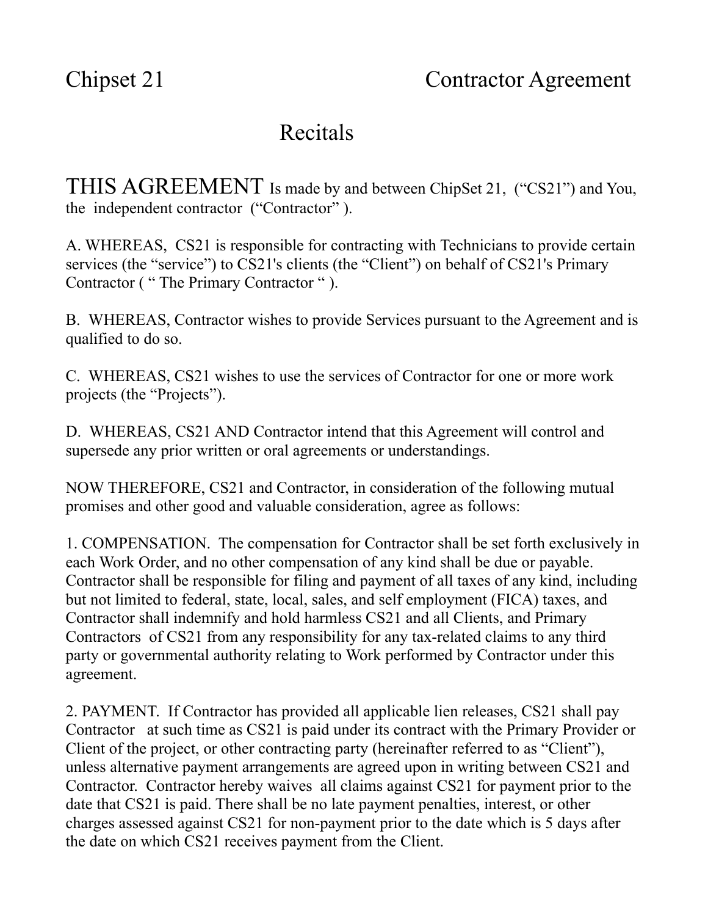# Chipset 21 Contractor Agreement

## Recitals

THIS AGREEMENT Is made by and between ChipSet 21, ("CS21") and You, the independent contractor ("Contractor" ).

A. WHEREAS, CS21 is responsible for contracting with Technicians to provide certain services (the "service") to CS21's clients (the "Client") on behalf of CS21's Primary Contractor ( " The Primary Contractor " ).

B. WHEREAS, Contractor wishes to provide Services pursuant to the Agreement and is qualified to do so.

C. WHEREAS, CS21 wishes to use the services of Contractor for one or more work projects (the "Projects").

D. WHEREAS, CS21 AND Contractor intend that this Agreement will control and supersede any prior written or oral agreements or understandings.

NOW THEREFORE, CS21 and Contractor, in consideration of the following mutual promises and other good and valuable consideration, agree as follows:

1. COMPENSATION. The compensation for Contractor shall be set forth exclusively in each Work Order, and no other compensation of any kind shall be due or payable. Contractor shall be responsible for filing and payment of all taxes of any kind, including but not limited to federal, state, local, sales, and self employment (FICA) taxes, and Contractor shall indemnify and hold harmless CS21 and all Clients, and Primary Contractors of CS21 from any responsibility for any tax-related claims to any third party or governmental authority relating to Work performed by Contractor under this agreement.

2. PAYMENT. If Contractor has provided all applicable lien releases, CS21 shall pay Contractor at such time as CS21 is paid under its contract with the Primary Provider or Client of the project, or other contracting party (hereinafter referred to as "Client"), unless alternative payment arrangements are agreed upon in writing between CS21 and Contractor. Contractor hereby waives all claims against CS21 for payment prior to the date that CS21 is paid. There shall be no late payment penalties, interest, or other charges assessed against CS21 for non-payment prior to the date which is 5 days after the date on which CS21 receives payment from the Client.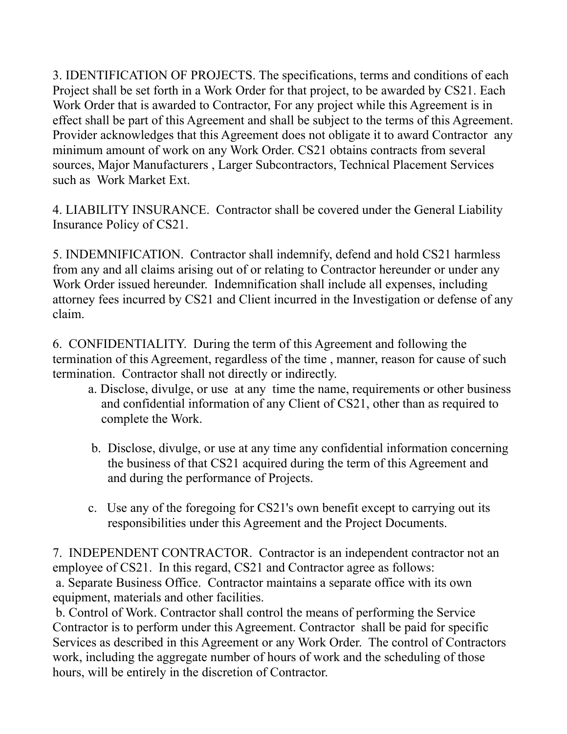3. IDENTIFICATION OF PROJECTS. The specifications, terms and conditions of each Project shall be set forth in a Work Order for that project, to be awarded by CS21. Each Work Order that is awarded to Contractor, For any project while this Agreement is in effect shall be part of this Agreement and shall be subject to the terms of this Agreement. Provider acknowledges that this Agreement does not obligate it to award Contractor any minimum amount of work on any Work Order. CS21 obtains contracts from several sources, Major Manufacturers , Larger Subcontractors, Technical Placement Services such as Work Market Ext.

4. LIABILITY INSURANCE. Contractor shall be covered under the General Liability Insurance Policy of CS21.

5. INDEMNIFICATION. Contractor shall indemnify, defend and hold CS21 harmless from any and all claims arising out of or relating to Contractor hereunder or under any Work Order issued hereunder. Indemnification shall include all expenses, including attorney fees incurred by CS21 and Client incurred in the Investigation or defense of any claim.

6. CONFIDENTIALITY. During the term of this Agreement and following the termination of this Agreement, regardless of the time , manner, reason for cause of such termination. Contractor shall not directly or indirectly.

a. Disclose, divulge, or use at any time the name, requirements or other business and confidential information of any Client of CS21, other than as required to complete the Work.

b. Disclose, divulge, or use at any time any confidential information concerning the business of that CS21 acquired during the term of this Agreement and and during the performance of Projects.

c. Use any of the foregoing for CS21's own benefit except to carrying out its responsibilities under this Agreement and the Project Documents.

7. INDEPENDENT CONTRACTOR. Contractor is an independent contractor not an employee of CS21. In this regard, CS21 and Contractor agree as follows:

a. Separate Business Office. Contractor maintains a separate office with its own equipment, materials and other facilities.

b. Control of Work. Contractor shall control the means of performing the Service Contractor is to perform under this Agreement. Contractor shall be paid for specific Services as described in this Agreement or any Work Order. The control of Contractors work, including the aggregate number of hours of work and the scheduling of those hours, will be entirely in the discretion of Contractor.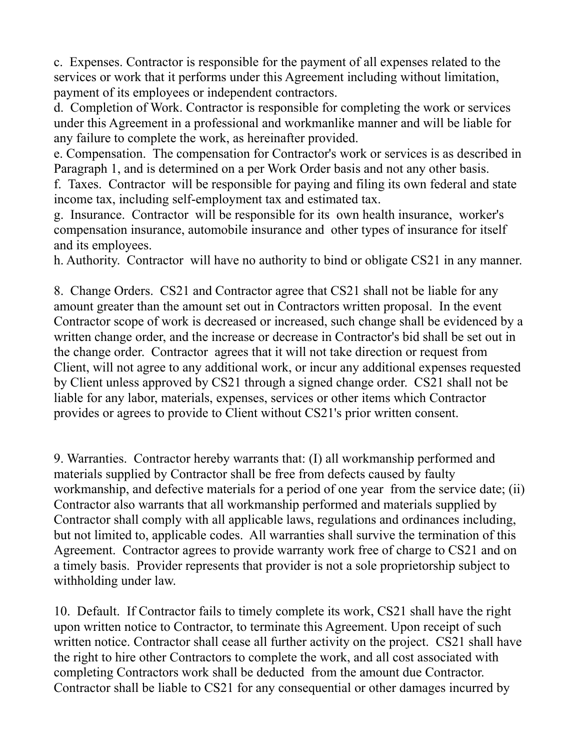c.  Expenses. Contractor is responsible for the payment of all expenses related to the services or work that it performs under this Agreement including without limitation, payment of its employees or independent contractors.

d.  Completion of Work. Contractor is responsible for completing the work or services under this Agreement in a professional and workmanlike manner and will be liable for any failure to complete the work, as hereinafter provided.

e. Compensation.  The compensation for Contractor's work or services is as described in Paragraph 1, and is determined on a per Work Order basis and not any other basis.

f.  Taxes.  Contractor  will be responsible for paying and filing its own federal and state income tax, including self-employment tax and estimated tax.

g.  Insurance.  Contractor  will be responsible for its  own health insurance,  worker's compensation insurance, automobile insurance and  other types of insurance for itself and its employees.

h. Authority.  Contractor  will have no authority to bind or obligate CS21 in any manner.

8.  Change Orders.  CS21 and Contractor agree that CS21 shall not be liable for any amount greater than the amount set out in Contractors written proposal.  In the event Contractor scope of work is decreased or increased, such change shall be evidenced by a written change order, and the increase or decrease in Contractor's bid shall be set out in the change order.  Contractor  agrees that it will not take direction or request from Client, will not agree to any additional work, or incur any additional expenses requested by Client unless approved by CS21 through a signed change order.  CS21 shall not be liable for any labor, materials, expenses, services or other items which Contractor provides or agrees to provide to Client without CS21's prior written consent.

9. Warranties.  Contractor hereby warrants that: (I) all workmanship performed and materials supplied by Contractor shall be free from defects caused by faulty workmanship, and defective materials for a period of one year  from the service date; (ii) Contractor also warrants that all workmanship performed and materials supplied by Contractor shall comply with all applicable laws, regulations and ordinances including, but not limited to, applicable codes.  All warranties shall survive the termination of this Agreement.  Contractor agrees to provide warranty work free of charge to CS21 and on a timely basis.  Provider represents that provider is not a sole proprietorship subject to withholding under law.

10.  Default.  If Contractor fails to timely complete its work, CS21 shall have the right upon written notice to Contractor, to terminate this Agreement. Upon receipt of such written notice. Contractor shall cease all further activity on the project.  CS21 shall have the right to hire other Contractors to complete the work, and all cost associated with completing Contractors work shall be deducted  from the amount due Contractor. Contractor shall be liable to CS21 for any consequential or other damages incurred by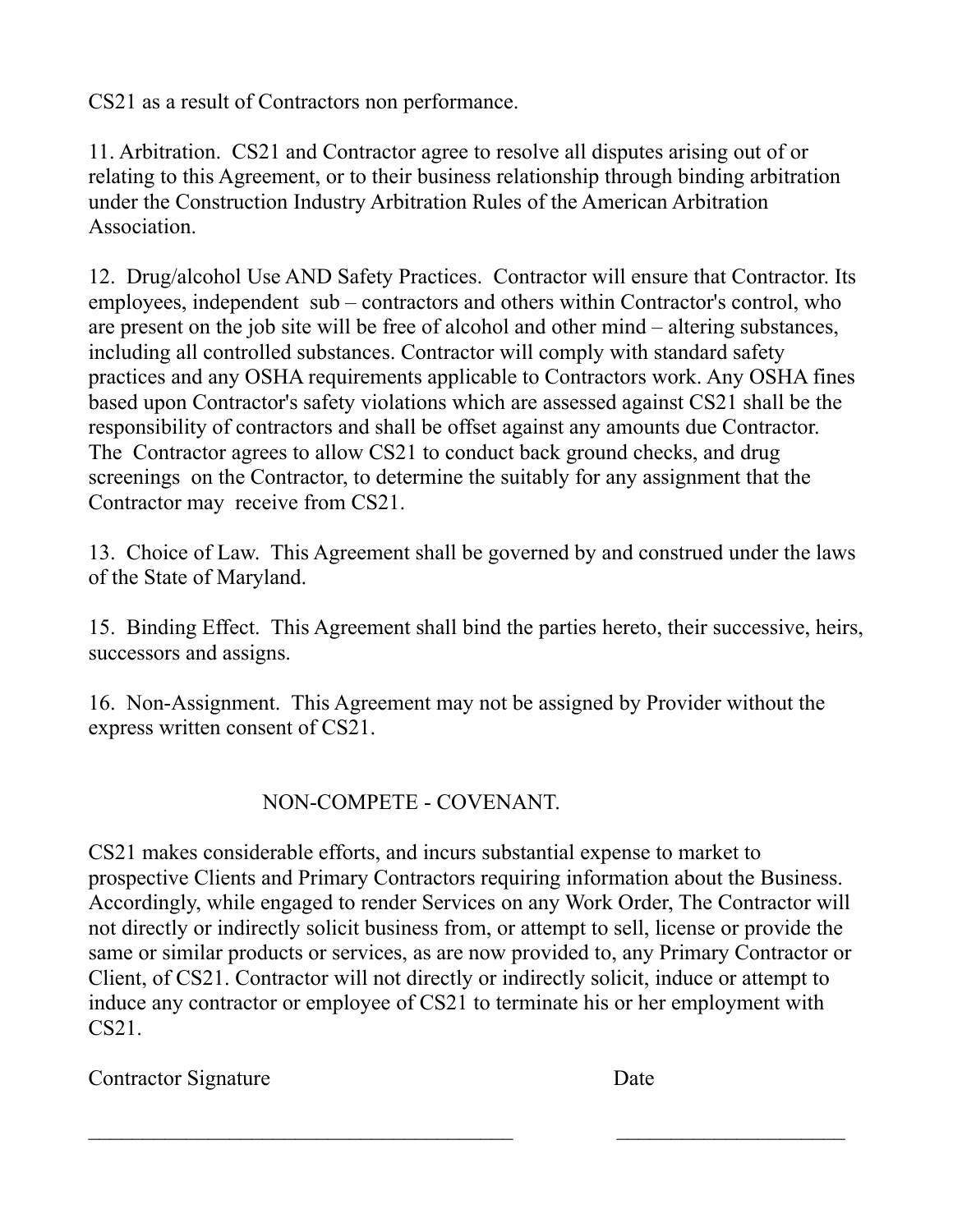CS21 as a result of Contractors non performance.

11. Arbitration. CS21 and Contractor agree to resolve all disputes arising out of or relating to this Agreement, or to their business relationship through binding arbitration under the Construction Industry Arbitration Rules of the American Arbitration Association.

12. Drug/alcohol Use AND Safety Practices. Contractor will ensure that Contractor. Its employees, independent sub – contractors and others within Contractor's control, who are present on the job site will be free of alcohol and other mind – altering substances, including all controlled substances. Contractor will comply with standard safety practices and any OSHA requirements applicable to Contractors work. Any OSHA fines based upon Contractor's safety violations which are assessed against CS21 shall be the responsibility of contractors and shall be offset against any amounts due Contractor. The Contractor agrees to allow CS21 to conduct back ground checks, and drug screenings on the Contractor, to determine the suitably for any assignment that the Contractor may receive from CS21.

13. Choice of Law. This Agreement shall be governed by and construed under the laws of the State of Maryland.

15. Binding Effect. This Agreement shall bind the parties hereto, their successive, heirs, successors and assigns.

16. Non-Assignment. This Agreement may not be assigned by Provider without the express written consent of CS21.

## NON-COMPETE - COVENANT.

CS21 makes considerable efforts, and incurs substantial expense to market to prospective Clients and Primary Contractors requiring information about the Business. Accordingly, while engaged to render Services on any Work Order, The Contractor will not directly or indirectly solicit business from, or attempt to sell, license or provide the same or similar products or services, as are now provided to, any Primary Contractor or Client, of CS21. Contractor will not directly or indirectly solicit, induce or attempt to induce any contractor or employee of CS21 to terminate his or her employment with CS21.

Contractor Signature Date

________________________________________ ______________________